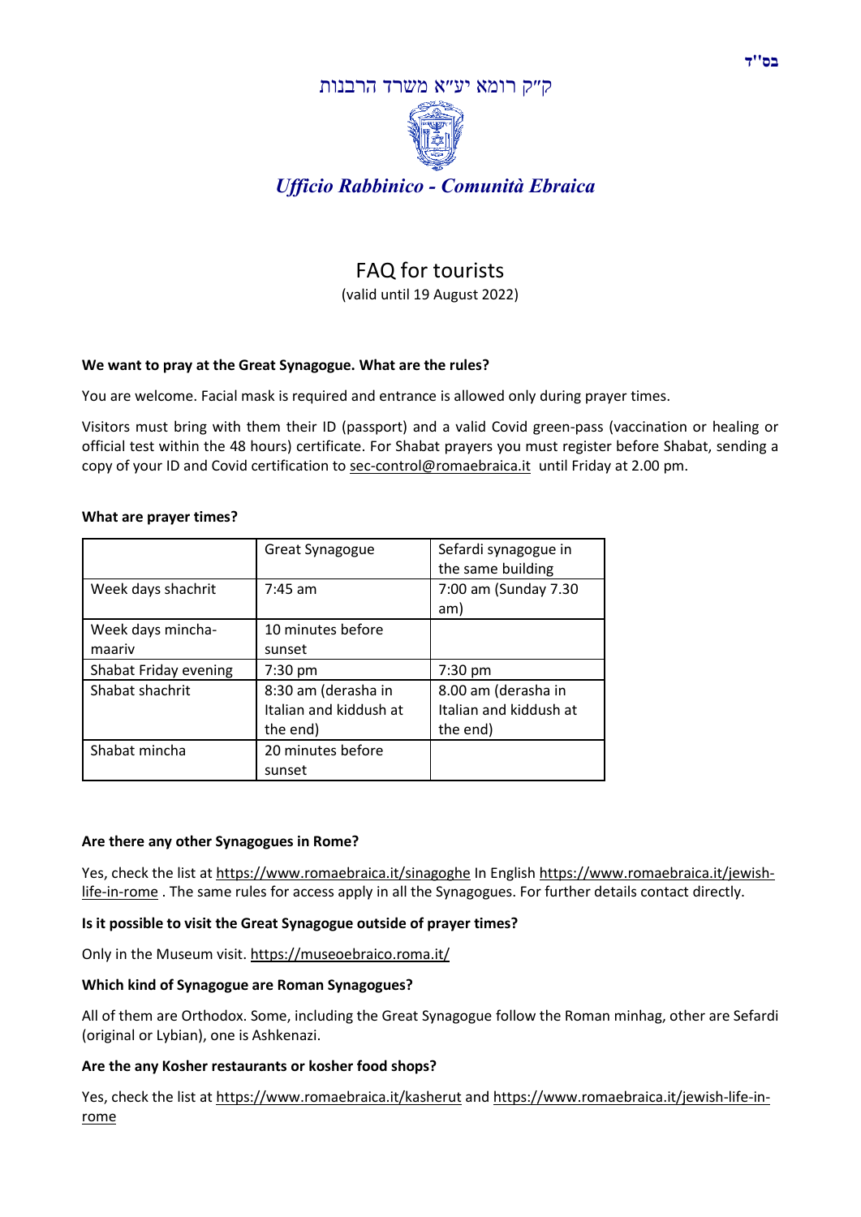בס"ד

ק"ק רומא יע"א משרד הרבנות

*Ufficio Rabbinico - Comunità Ebraica*

# FAQ for tourists

(valid until 19 August 2022)

**We want to pray at the Great Synagogue. What are the rules?**

You are welcome. Facial mask is required and entrance is allowed only during prayer times.

Visitors must bring with them their ID (passport) and a valid Covid green-pass (vaccination or healing or official test within the 48 hours) certificate. For Shabat prayers you must register before Shabat, sending a copy of your ID and Covid certification to sec-control@romaebraica.it until Friday at 2.00 pm.

**What are prayer times?**

| | Great Synagogue | Sefardi synagogue in the same building |
|---|---|---|
| Week days shachrit | 7:45 am | 7:00 am (Sunday 7.30 am) |
| Week days mincha-maariv | 10 minutes before sunset | |
| Shabat Friday evening | 7:30 pm | 7:30 pm |
| Shabat shachrit | 8:30 am (derasha in Italian and kiddush at the end) | 8.00 am (derasha in Italian and kiddush at the end) |
| Shabat mincha | 20 minutes before sunset | |

**Are there any other Synagogues in Rome?**

Yes, check the list at https://www.romaebraica.it/sinagoghe In English https://www.romaebraica.it/jewish-life-in-rome . The same rules for access apply in all the Synagogues. For further details contact directly.

**Is it possible to visit the Great Synagogue outside of prayer times?**

Only in the Museum visit. https://museoebraico.roma.it/

**Which kind of Synagogue are Roman Synagogues?**

All of them are Orthodox. Some, including the Great Synagogue follow the Roman minhag, other are Sefardi (original or Lybian), one is Ashkenazi.

**Are the any Kosher restaurants or kosher food shops?**

Yes, check the list at https://www.romaebraica.it/kasherut and https://www.romaebraica.it/jewish-life-in-rome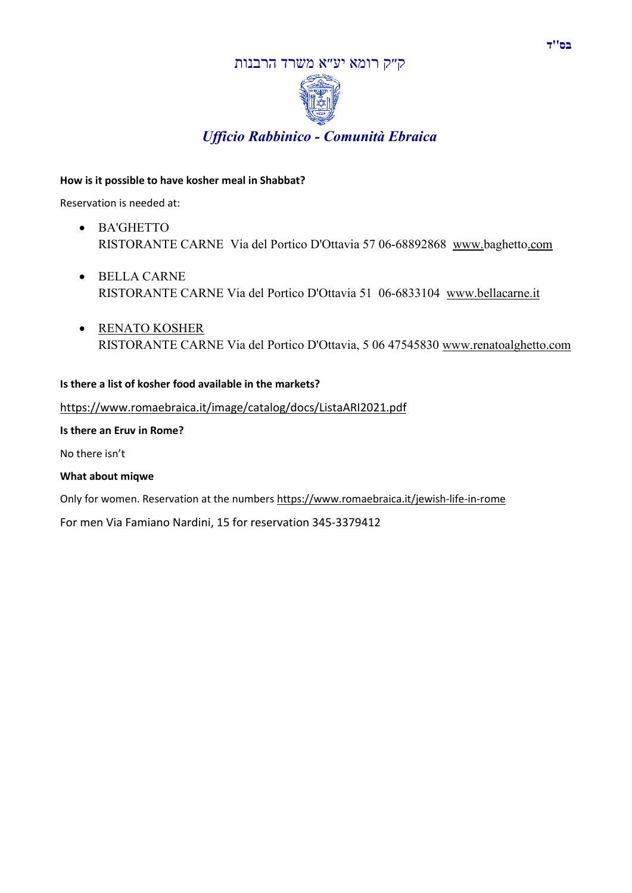בס"ד

ק"ק רומא יע"א משרד הרבנות

*Ufficio Rabbinico - Comunità Ebraica*

**How is it possible to have kosher meal in Shabbat?**

Reservation is needed at:

- BA'GHETTO
  RISTORANTE CARNE Via del Portico D'Ottavia 57 06-68892868 www.baghetto.com

- BELLA CARNE
  RISTORANTE CARNE Via del Portico D'Ottavia 51 06-6833104 www.bellacarne.it

- RENATO KOSHER
  RISTORANTE CARNE Via del Portico D'Ottavia, 5 06 47545830 www.renatoalghetto.com

**Is there a list of kosher food available in the markets?**

https://www.romaebraica.it/image/catalog/docs/ListaARI2021.pdf

**Is there an Eruv in Rome?**

No there isn't

**What about miqwe**

Only for women. Reservation at the numbers https://www.romaebraica.it/jewish-life-in-rome

For men Via Famiano Nardini, 15 for reservation 345-3379412